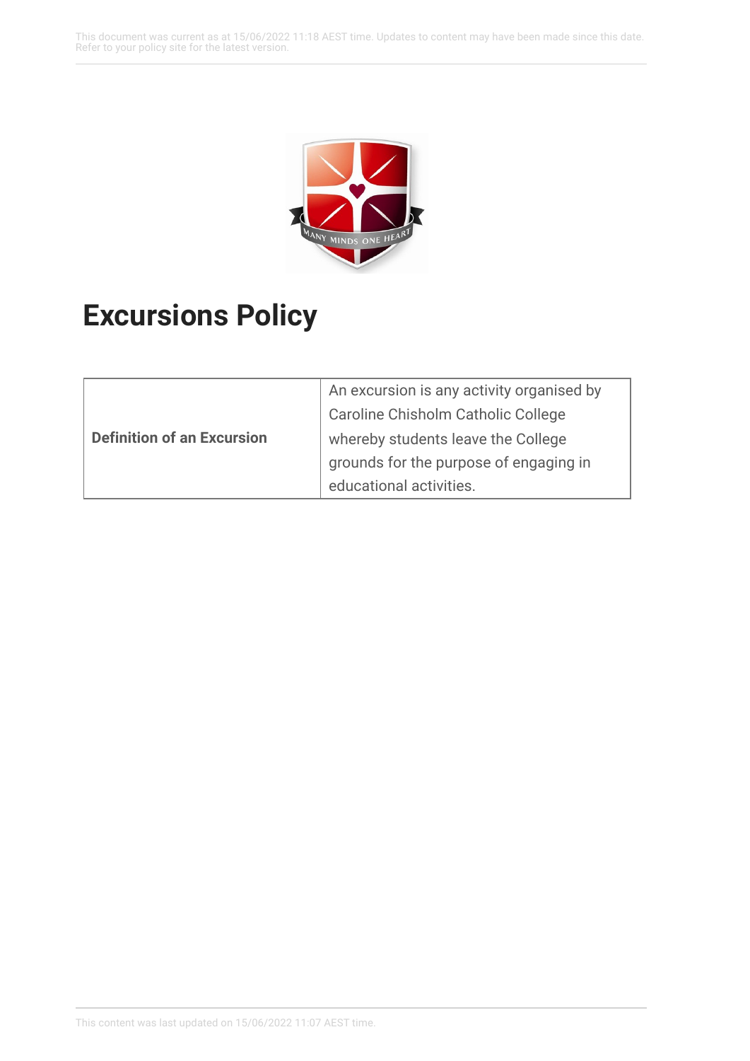# Excursions Policy

| | |
|---|---|
| **Definition of an Excursion** | An excursion is any activity organised by Caroline Chisholm Catholic College whereby students leave the College grounds for the purpose of engaging in educational activities. |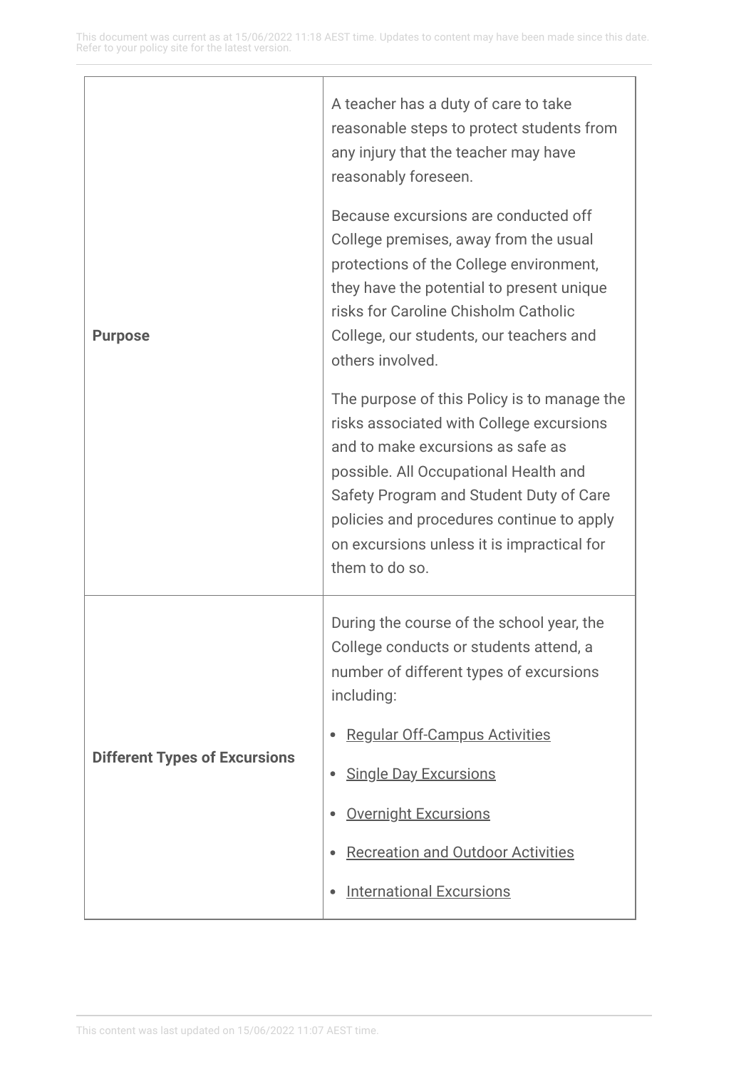| | |
|---|---|
| **Purpose** | A teacher has a duty of care to take reasonable steps to protect students from any injury that the teacher may have reasonably foreseen.<br><br>Because excursions are conducted off College premises, away from the usual protections of the College environment, they have the potential to present unique risks for Caroline Chisholm Catholic College, our students, our teachers and others involved.<br><br>The purpose of this Policy is to manage the risks associated with College excursions and to make excursions as safe as possible. All Occupational Health and Safety Program and Student Duty of Care policies and procedures continue to apply on excursions unless it is impractical for them to do so. |
| **Different Types of Excursions** | During the course of the school year, the College conducts or students attend, a number of different types of excursions including:<br><br>• Regular Off-Campus Activities<br>• Single Day Excursions<br>• Overnight Excursions<br>• Recreation and Outdoor Activities<br>• International Excursions |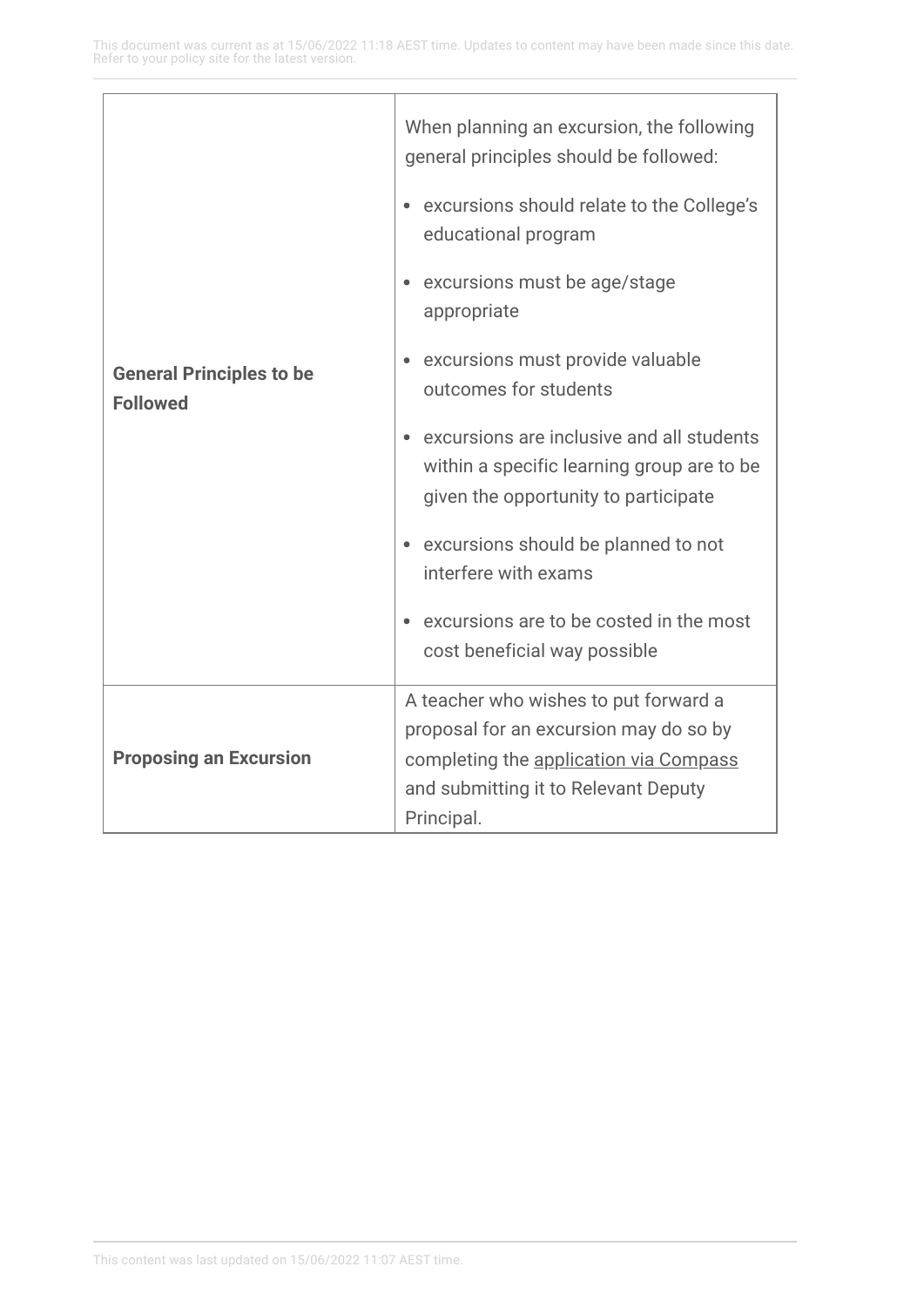| | |
|---|---|
| **General Principles to be Followed** | When planning an excursion, the following general principles should be followed:<br>• excursions should relate to the College's educational program<br>• excursions must be age/stage appropriate<br>• excursions must provide valuable outcomes for students<br>• excursions are inclusive and all students within a specific learning group are to be given the opportunity to participate<br>• excursions should be planned to not interfere with exams<br>• excursions are to be costed in the most cost beneficial way possible |
| **Proposing an Excursion** | A teacher who wishes to put forward a proposal for an excursion may do so by completing the application via Compass and submitting it to Relevant Deputy Principal. |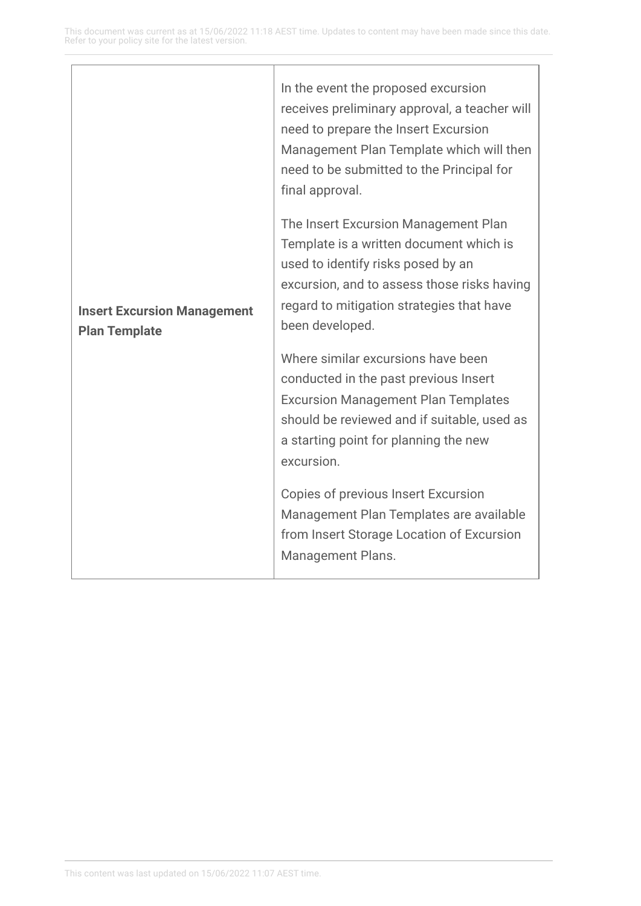| | |
|---|---|
| **Insert Excursion Management Plan Template** | In the event the proposed excursion receives preliminary approval, a teacher will need to prepare the Insert Excursion Management Plan Template which will then need to be submitted to the Principal for final approval.<br><br>The Insert Excursion Management Plan Template is a written document which is used to identify risks posed by an excursion, and to assess those risks having regard to mitigation strategies that have been developed.<br><br>Where similar excursions have been conducted in the past previous Insert Excursion Management Plan Templates should be reviewed and if suitable, used as a starting point for planning the new excursion.<br><br>Copies of previous Insert Excursion Management Plan Templates are available from Insert Storage Location of Excursion Management Plans. |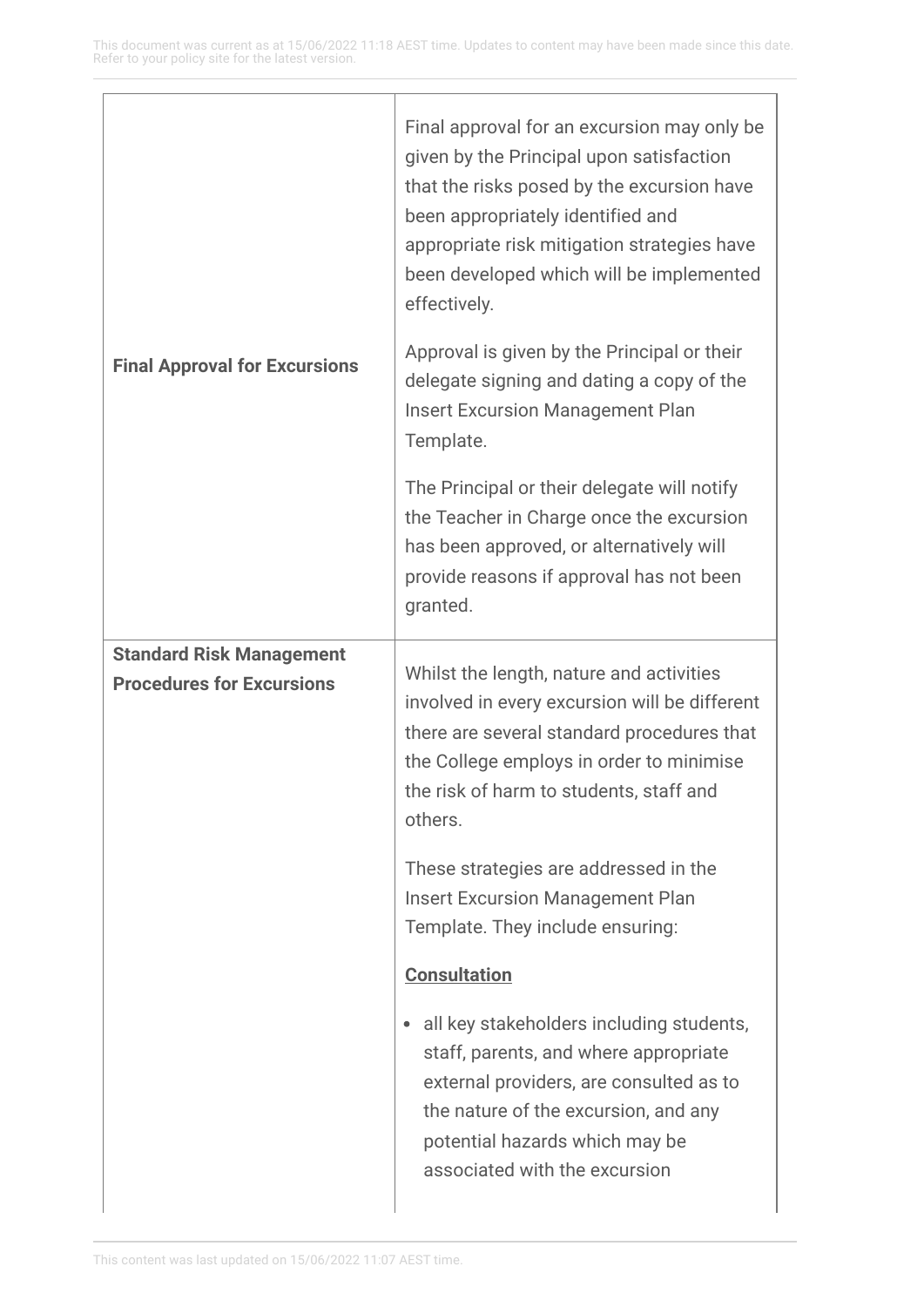| | |
|---|---|
| **Final Approval for Excursions** | Final approval for an excursion may only be given by the Principal upon satisfaction that the risks posed by the excursion have been appropriately identified and appropriate risk mitigation strategies have been developed which will be implemented effectively.<br><br>Approval is given by the Principal or their delegate signing and dating a copy of the Insert Excursion Management Plan Template.<br><br>The Principal or their delegate will notify the Teacher in Charge once the excursion has been approved, or alternatively will provide reasons if approval has not been granted. |
| **Standard Risk Management Procedures for Excursions** | Whilst the length, nature and activities involved in every excursion will be different there are several standard procedures that the College employs in order to minimise the risk of harm to students, staff and others.<br><br>These strategies are addressed in the Insert Excursion Management Plan Template. They include ensuring:<br><br>**Consultation**<br><br>• all key stakeholders including students, staff, parents, and where appropriate external providers, are consulted as to the nature of the excursion, and any potential hazards which may be associated with the excursion |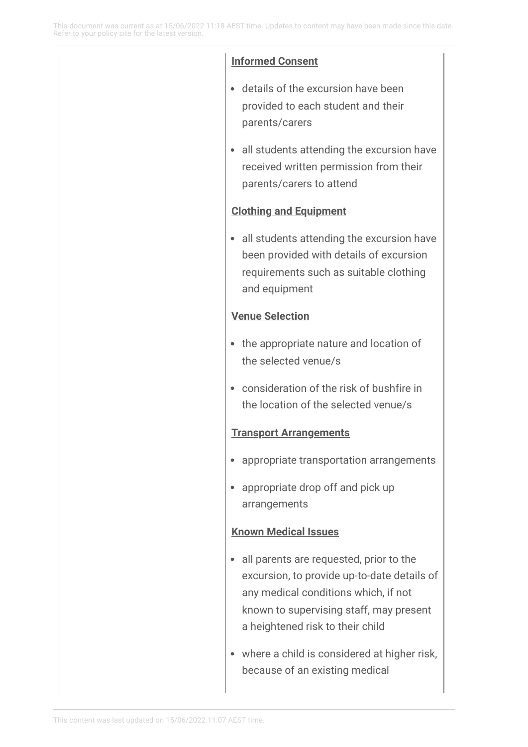**Informed Consent**

- details of the excursion have been provided to each student and their parents/carers
- all students attending the excursion have received written permission from their parents/carers to attend

**Clothing and Equipment**

- all students attending the excursion have been provided with details of excursion requirements such as suitable clothing and equipment

**Venue Selection**

- the appropriate nature and location of the selected venue/s
- consideration of the risk of bushfire in the location of the selected venue/s

**Transport Arrangements**

- appropriate transportation arrangements
- appropriate drop off and pick up arrangements

**Known Medical Issues**

- all parents are requested, prior to the excursion, to provide up-to-date details of any medical conditions which, if not known to supervising staff, may present a heightened risk to their child
- where a child is considered at higher risk, because of an existing medical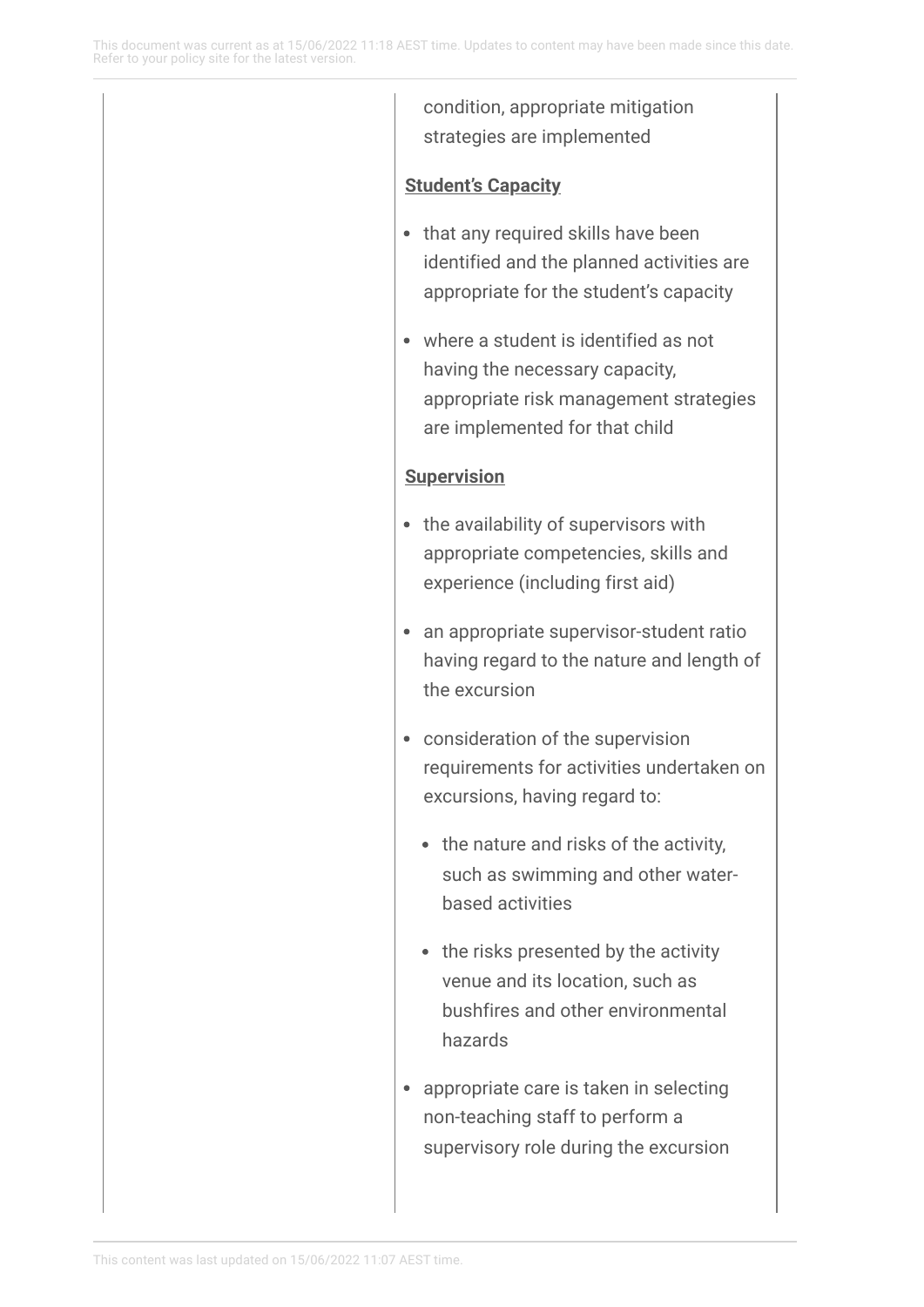condition, appropriate mitigation strategies are implemented

**Student's Capacity**

- that any required skills have been identified and the planned activities are appropriate for the student's capacity
- where a student is identified as not having the necessary capacity, appropriate risk management strategies are implemented for that child

**Supervision**

- the availability of supervisors with appropriate competencies, skills and experience (including first aid)
- an appropriate supervisor-student ratio having regard to the nature and length of the excursion
- consideration of the supervision requirements for activities undertaken on excursions, having regard to:
  - the nature and risks of the activity, such as swimming and other water-based activities
  - the risks presented by the activity venue and its location, such as bushfires and other environmental hazards
- appropriate care is taken in selecting non-teaching staff to perform a supervisory role during the excursion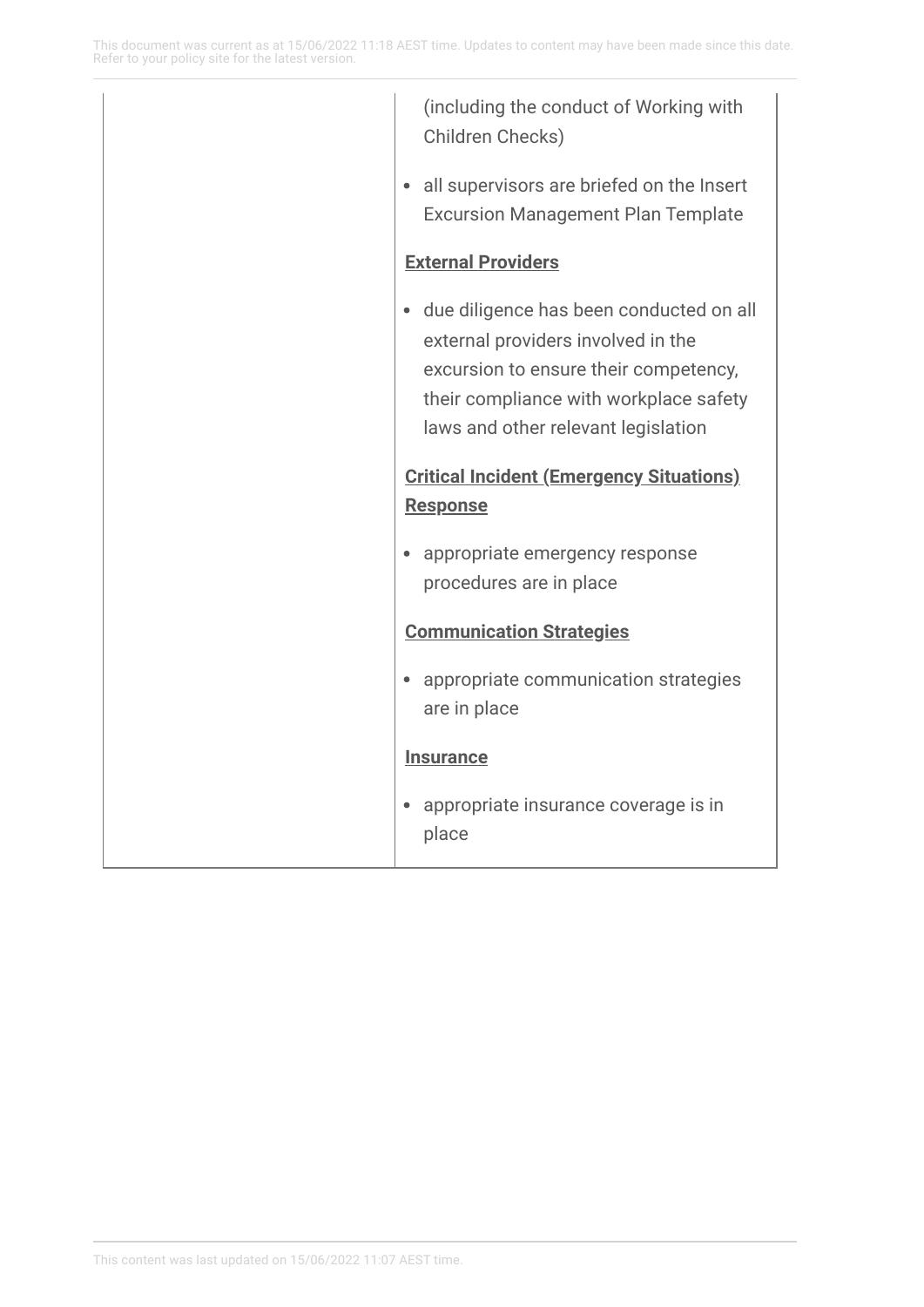| | |
|---|---|
| | (including the conduct of Working with Children Checks)<br><br>• all supervisors are briefed on the Insert Excursion Management Plan Template<br><br>**External Providers**<br><br>• due diligence has been conducted on all external providers involved in the excursion to ensure their competency, their compliance with workplace safety laws and other relevant legislation<br><br>**Critical Incident (Emergency Situations) Response**<br><br>• appropriate emergency response procedures are in place<br><br>**Communication Strategies**<br><br>• appropriate communication strategies are in place<br><br>**Insurance**<br><br>• appropriate insurance coverage is in place |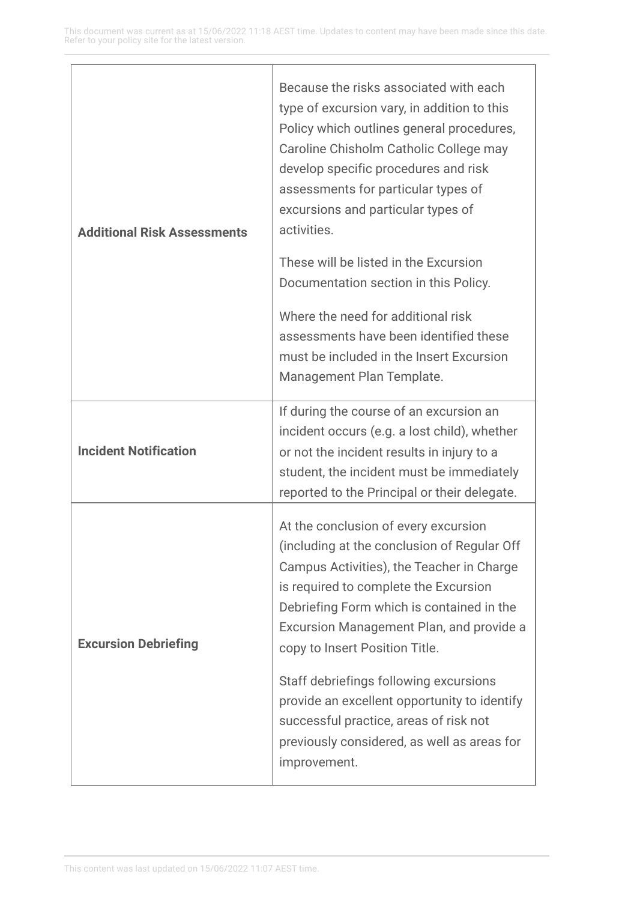| | |
|---|---|
| **Additional Risk Assessments** | Because the risks associated with each type of excursion vary, in addition to this Policy which outlines general procedures, Caroline Chisholm Catholic College may develop specific procedures and risk assessments for particular types of excursions and particular types of activities.<br><br>These will be listed in the Excursion Documentation section in this Policy.<br><br>Where the need for additional risk assessments have been identified these must be included in the Insert Excursion Management Plan Template. |
| **Incident Notification** | If during the course of an excursion an incident occurs (e.g. a lost child), whether or not the incident results in injury to a student, the incident must be immediately reported to the Principal or their delegate. |
| **Excursion Debriefing** | At the conclusion of every excursion (including at the conclusion of Regular Off Campus Activities), the Teacher in Charge is required to complete the Excursion Debriefing Form which is contained in the Excursion Management Plan, and provide a copy to Insert Position Title.<br><br>Staff debriefings following excursions provide an excellent opportunity to identify successful practice, areas of risk not previously considered, as well as areas for improvement. |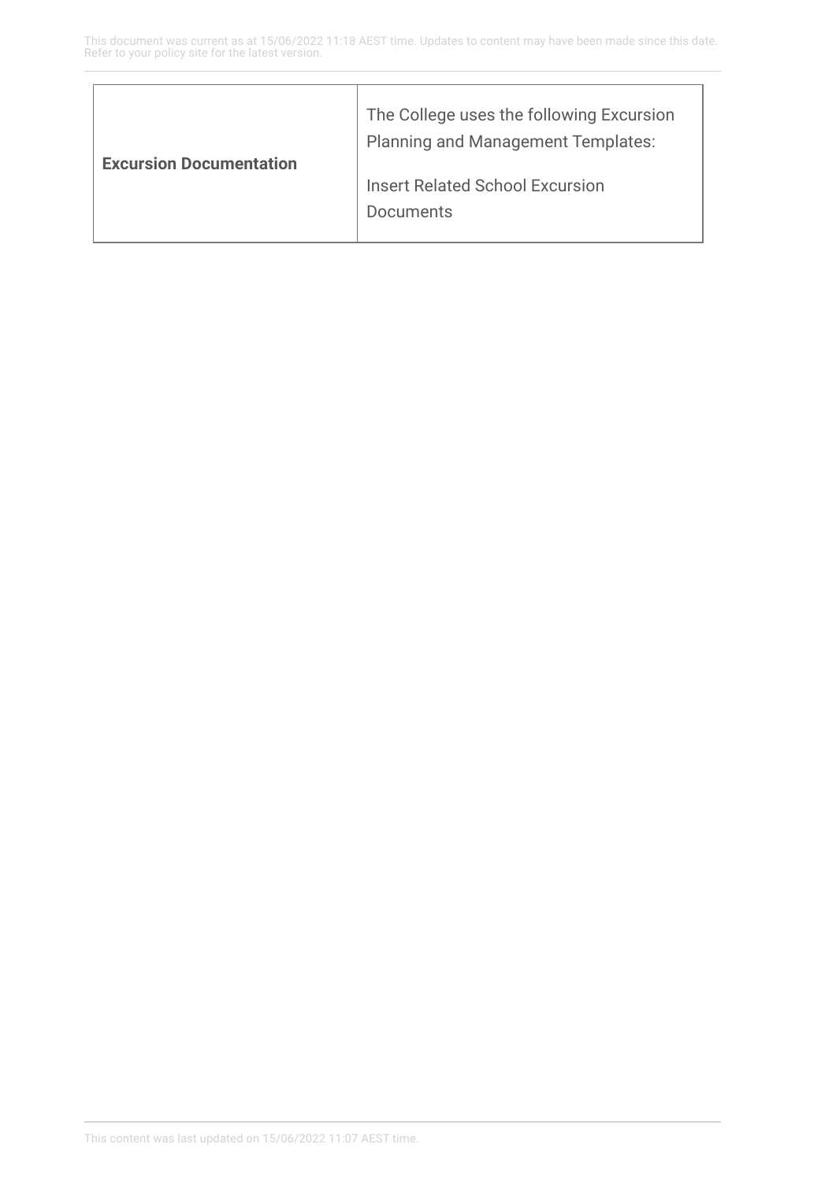| | |
|---|---|
| **Excursion Documentation** | The College uses the following Excursion Planning and Management Templates:<br><br>Insert Related School Excursion Documents |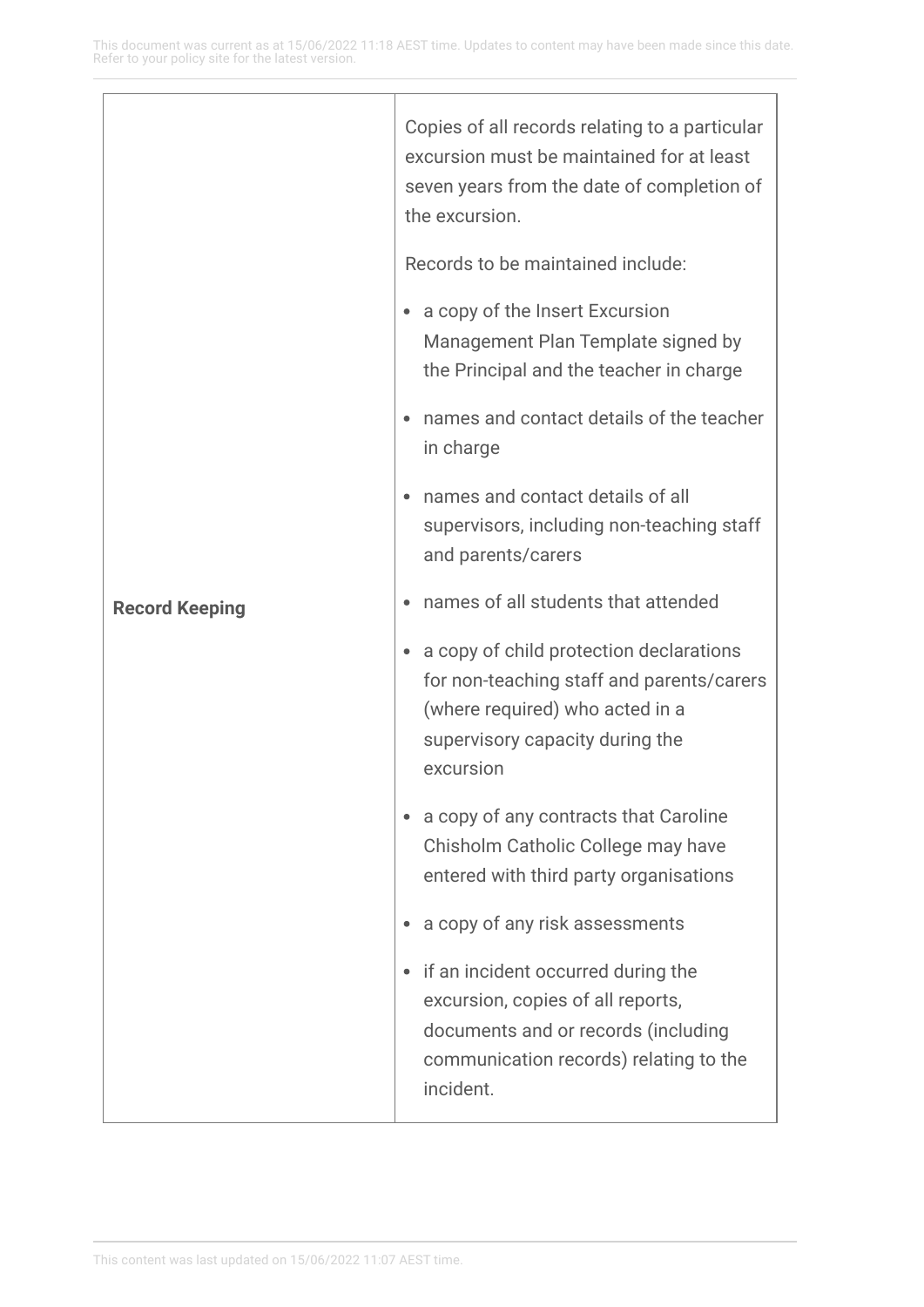| | |
|---|---|
| **Record Keeping** | Copies of all records relating to a particular excursion must be maintained for at least seven years from the date of completion of the excursion.<br><br>Records to be maintained include:<br><br>• a copy of the Insert Excursion Management Plan Template signed by the Principal and the teacher in charge<br>• names and contact details of the teacher in charge<br>• names and contact details of all supervisors, including non-teaching staff and parents/carers<br>• names of all students that attended<br>• a copy of child protection declarations for non-teaching staff and parents/carers (where required) who acted in a supervisory capacity during the excursion<br>• a copy of any contracts that Caroline Chisholm Catholic College may have entered with third party organisations<br>• a copy of any risk assessments<br>• if an incident occurred during the excursion, copies of all reports, documents and or records (including communication records) relating to the incident. |